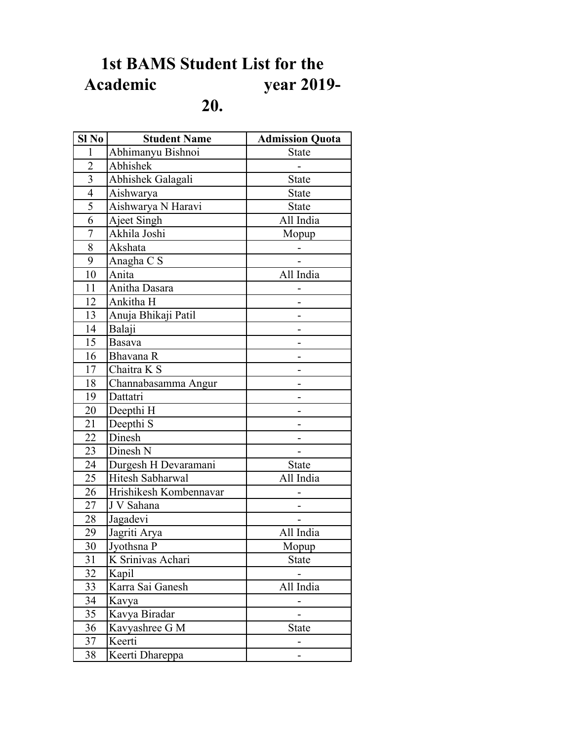# 1st BAMS Student List for the Academic year 2019-20.

| Sl No | Student Name | Admission Quota |
|---|---|---|
| 1 | Abhimanyu Bishnoi | State |
| 2 | Abhishek | - |
| 3 | Abhishek Galagali | State |
| 4 | Aishwarya | State |
| 5 | Aishwarya N Haravi | State |
| 6 | Ajeet Singh | All India |
| 7 | Akhila Joshi | Mopup |
| 8 | Akshata | - |
| 9 | Anagha C S | - |
| 10 | Anita | All India |
| 11 | Anitha Dasara | - |
| 12 | Ankitha H | - |
| 13 | Anuja Bhikaji Patil | - |
| 14 | Balaji | - |
| 15 | Basava | - |
| 16 | Bhavana R | - |
| 17 | Chaitra K S | - |
| 18 | Channabasamma Angur | - |
| 19 | Dattatri | - |
| 20 | Deepthi H | - |
| 21 | Deepthi S | - |
| 22 | Dinesh | - |
| 23 | Dinesh N | - |
| 24 | Durgesh H Devaramani | State |
| 25 | Hitesh Sabharwal | All India |
| 26 | Hrishikesh Kombennavar | - |
| 27 | J V Sahana | - |
| 28 | Jagadevi | - |
| 29 | Jagriti Arya | All India |
| 30 | Jyothsna P | Mopup |
| 31 | K Srinivas Achari | State |
| 32 | Kapil | - |
| 33 | Karra Sai Ganesh | All India |
| 34 | Kavya | - |
| 35 | Kavya Biradar | - |
| 36 | Kavyashree G M | State |
| 37 | Keerti | - |
| 38 | Keerti Dhareppa | - |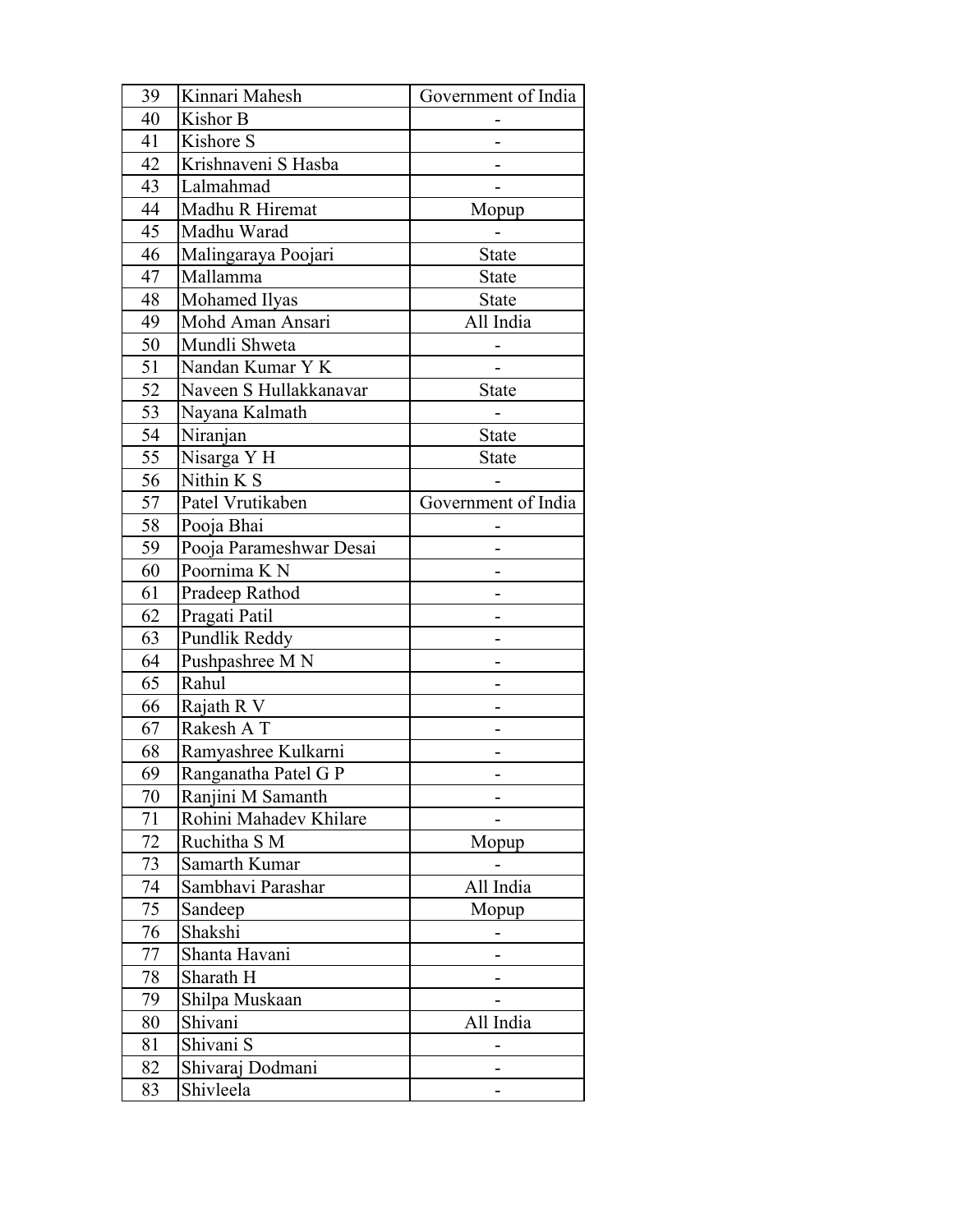| 39 | Kinnari Mahesh | Government of India |
|---|---|---|
| 40 | Kishor B | - |
| 41 | Kishore S | - |
| 42 | Krishnaveni S Hasba | - |
| 43 | Lalmahmad | - |
| 44 | Madhu R Hiremat | Mopup |
| 45 | Madhu Warad | - |
| 46 | Malingaraya Poojari | State |
| 47 | Mallamma | State |
| 48 | Mohamed Ilyas | State |
| 49 | Mohd Aman Ansari | All India |
| 50 | Mundli Shweta | - |
| 51 | Nandan Kumar Y K | - |
| 52 | Naveen S Hullakkanavar | State |
| 53 | Nayana Kalmath | - |
| 54 | Niranjan | State |
| 55 | Nisarga Y H | State |
| 56 | Nithin K S | - |
| 57 | Patel Vrutikaben | Government of India |
| 58 | Pooja Bhai | - |
| 59 | Pooja Parameshwar Desai | - |
| 60 | Poornima K N | - |
| 61 | Pradeep Rathod | - |
| 62 | Pragati Patil | - |
| 63 | Pundlik Reddy | - |
| 64 | Pushpashree M N | - |
| 65 | Rahul | - |
| 66 | Rajath R V | - |
| 67 | Rakesh A T | - |
| 68 | Ramyashree Kulkarni | - |
| 69 | Ranganatha Patel G P | - |
| 70 | Ranjini M Samanth | - |
| 71 | Rohini Mahadev Khilare | - |
| 72 | Ruchitha S M | Mopup |
| 73 | Samarth Kumar | - |
| 74 | Sambhavi Parashar | All India |
| 75 | Sandeep | Mopup |
| 76 | Shakshi | - |
| 77 | Shanta Havani | - |
| 78 | Sharath H | - |
| 79 | Shilpa Muskaan | - |
| 80 | Shivani | All India |
| 81 | Shivani S | - |
| 82 | Shivaraj Dodmani | - |
| 83 | Shivleela | - |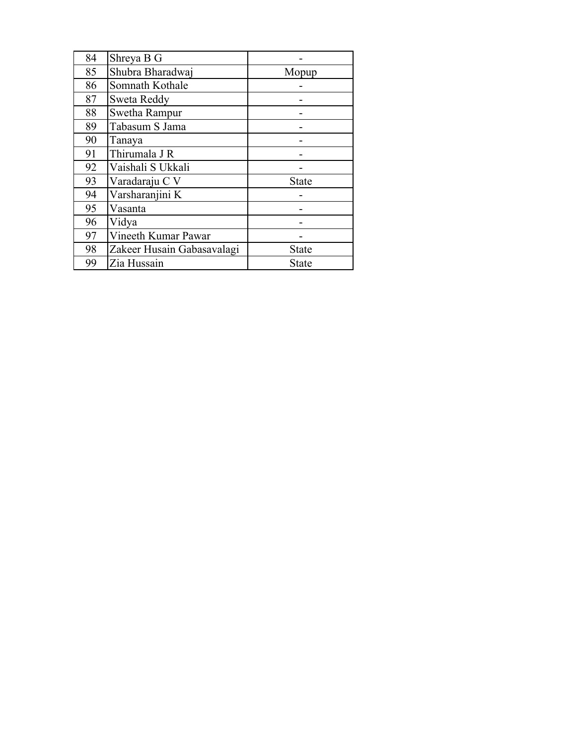| | | |
|---|---|---|
| 84 | Shreya B G | - |
| 85 | Shubra Bharadwaj | Mopup |
| 86 | Somnath Kothale | - |
| 87 | Sweta Reddy | - |
| 88 | Swetha Rampur | - |
| 89 | Tabasum S Jama | - |
| 90 | Tanaya | - |
| 91 | Thirumala J R | - |
| 92 | Vaishali S Ukkali | - |
| 93 | Varadaraju C V | State |
| 94 | Varsharanjini K | - |
| 95 | Vasanta | - |
| 96 | Vidya | - |
| 97 | Vineeth Kumar Pawar | - |
| 98 | Zakeer Husain Gabasavalagi | State |
| 99 | Zia Hussain | State |